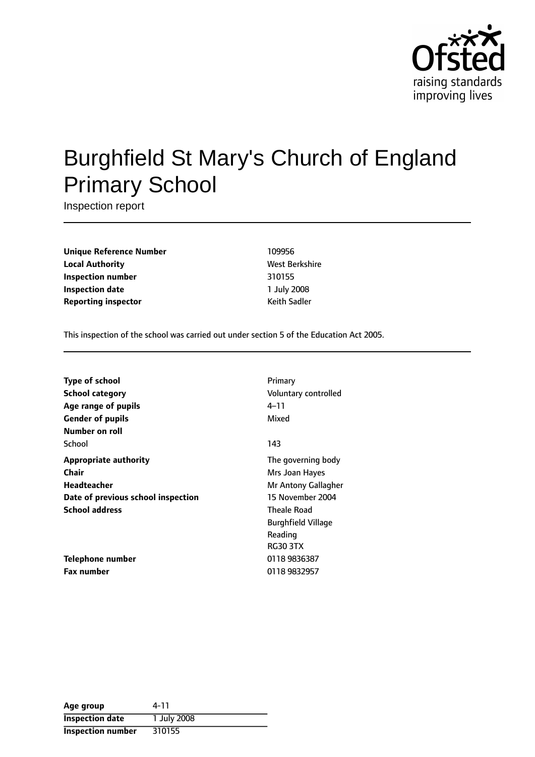# Burghfield St Mary's Church of England Primary School

Inspection report

| | |
|---|---|
| **Unique Reference Number** | 109956 |
| **Local Authority** | West Berkshire |
| **Inspection number** | 310155 |
| **Inspection date** | 1 July 2008 |
| **Reporting inspector** | Keith Sadler |

This inspection of the school was carried out under section 5 of the Education Act 2005.

| | |
|---|---|
| **Type of school** | Primary |
| **School category** | Voluntary controlled |
| **Age range of pupils** | 4–11 |
| **Gender of pupils** | Mixed |
| **Number on roll** | |
| School | 143 |
| **Appropriate authority** | The governing body |
| **Chair** | Mrs Joan Hayes |
| **Headteacher** | Mr Antony Gallagher |
| **Date of previous school inspection** | 15 November 2004 |
| **School address** | Theale Road<br>Burghfield Village<br>Reading<br>RG30 3TX |
| **Telephone number** | 0118 9836387 |
| **Fax number** | 0118 9832957 |

| | |
|---|---|
| **Age group** | 4-11 |
| **Inspection date** | 1 July 2008 |
| **Inspection number** | 310155 |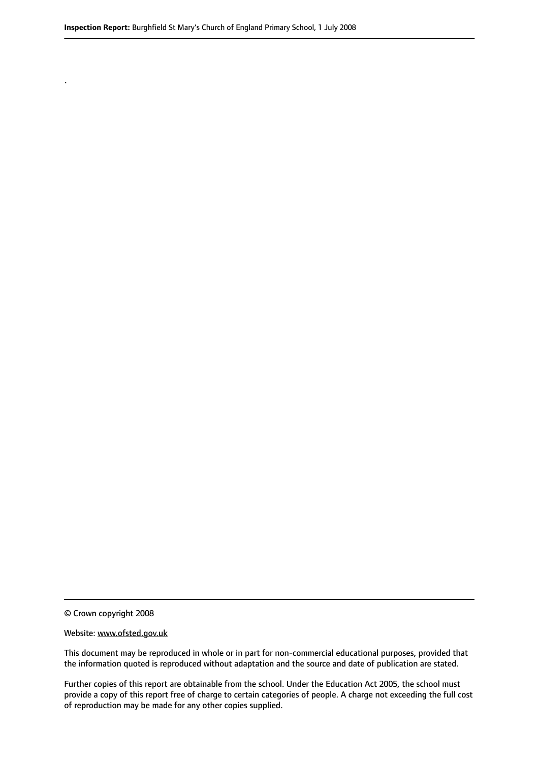.

© Crown copyright 2008

Website: www.ofsted.gov.uk

This document may be reproduced in whole or in part for non-commercial educational purposes, provided that the information quoted is reproduced without adaptation and the source and date of publication are stated.

Further copies of this report are obtainable from the school. Under the Education Act 2005, the school must provide a copy of this report free of charge to certain categories of people. A charge not exceeding the full cost of reproduction may be made for any other copies supplied.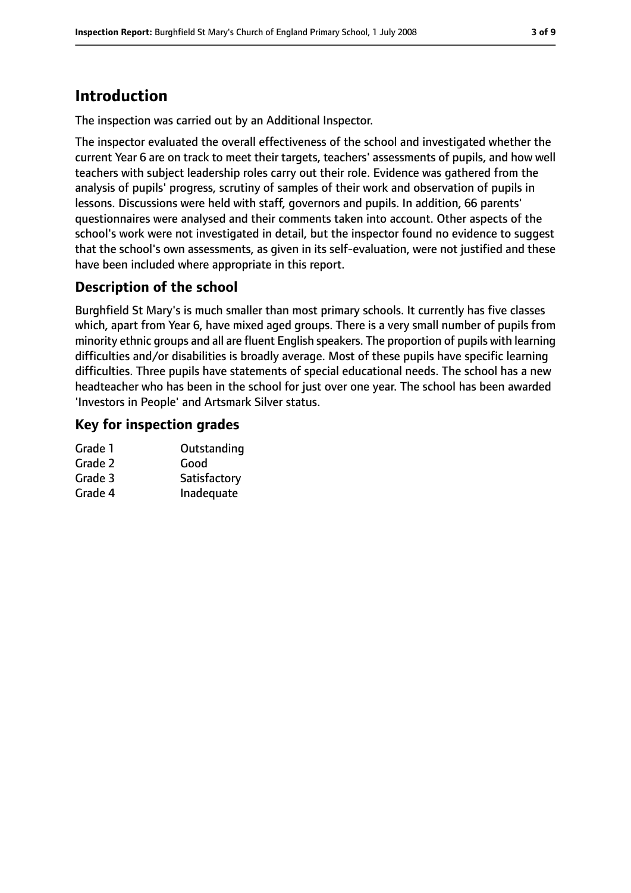## Introduction

The inspection was carried out by an Additional Inspector.

The inspector evaluated the overall effectiveness of the school and investigated whether the current Year 6 are on track to meet their targets, teachers' assessments of pupils, and how well teachers with subject leadership roles carry out their role. Evidence was gathered from the analysis of pupils' progress, scrutiny of samples of their work and observation of pupils in lessons. Discussions were held with staff, governors and pupils. In addition, 66 parents' questionnaires were analysed and their comments taken into account. Other aspects of the school's work were not investigated in detail, but the inspector found no evidence to suggest that the school's own assessments, as given in its self-evaluation, were not justified and these have been included where appropriate in this report.

### Description of the school

Burghfield St Mary's is much smaller than most primary schools. It currently has five classes which, apart from Year 6, have mixed aged groups. There is a very small number of pupils from minority ethnic groups and all are fluent English speakers. The proportion of pupils with learning difficulties and/or disabilities is broadly average. Most of these pupils have specific learning difficulties. Three pupils have statements of special educational needs. The school has a new headteacher who has been in the school for just over one year. The school has been awarded 'Investors in People' and Artsmark Silver status.

### Key for inspection grades

| | |
|---|---|
| Grade 1 | Outstanding |
| Grade 2 | Good |
| Grade 3 | Satisfactory |
| Grade 4 | Inadequate |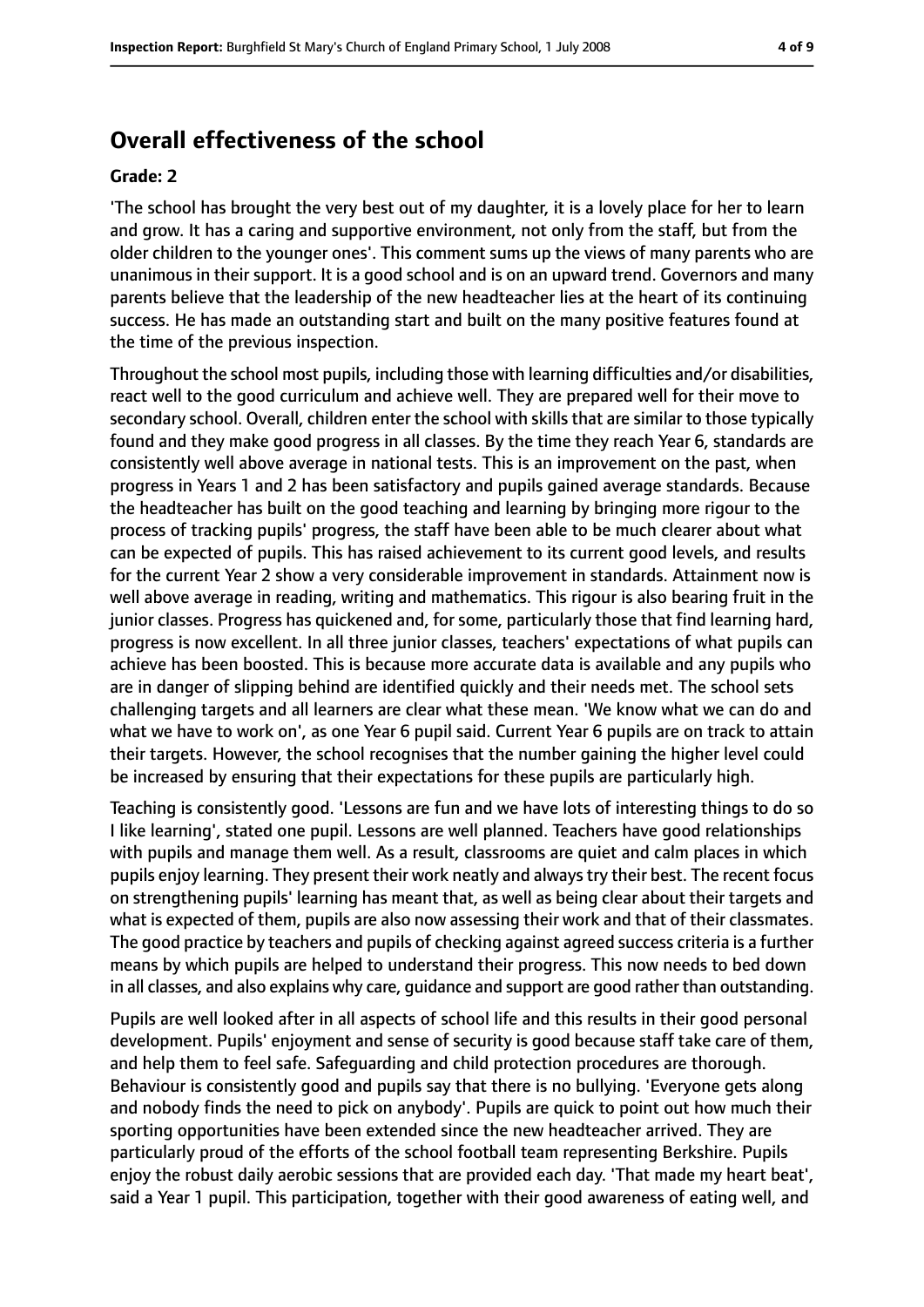## Overall effectiveness of the school

**Grade: 2**

'The school has brought the very best out of my daughter, it is a lovely place for her to learn and grow. It has a caring and supportive environment, not only from the staff, but from the older children to the younger ones'. This comment sums up the views of many parents who are unanimous in their support. It is a good school and is on an upward trend. Governors and many parents believe that the leadership of the new headteacher lies at the heart of its continuing success. He has made an outstanding start and built on the many positive features found at the time of the previous inspection.

Throughout the school most pupils, including those with learning difficulties and/or disabilities, react well to the good curriculum and achieve well. They are prepared well for their move to secondary school. Overall, children enter the school with skills that are similar to those typically found and they make good progress in all classes. By the time they reach Year 6, standards are consistently well above average in national tests. This is an improvement on the past, when progress in Years 1 and 2 has been satisfactory and pupils gained average standards. Because the headteacher has built on the good teaching and learning by bringing more rigour to the process of tracking pupils' progress, the staff have been able to be much clearer about what can be expected of pupils. This has raised achievement to its current good levels, and results for the current Year 2 show a very considerable improvement in standards. Attainment now is well above average in reading, writing and mathematics. This rigour is also bearing fruit in the junior classes. Progress has quickened and, for some, particularly those that find learning hard, progress is now excellent. In all three junior classes, teachers' expectations of what pupils can achieve has been boosted. This is because more accurate data is available and any pupils who are in danger of slipping behind are identified quickly and their needs met. The school sets challenging targets and all learners are clear what these mean. 'We know what we can do and what we have to work on', as one Year 6 pupil said. Current Year 6 pupils are on track to attain their targets. However, the school recognises that the number gaining the higher level could be increased by ensuring that their expectations for these pupils are particularly high.

Teaching is consistently good. 'Lessons are fun and we have lots of interesting things to do so I like learning', stated one pupil. Lessons are well planned. Teachers have good relationships with pupils and manage them well. As a result, classrooms are quiet and calm places in which pupils enjoy learning. They present their work neatly and always try their best. The recent focus on strengthening pupils' learning has meant that, as well as being clear about their targets and what is expected of them, pupils are also now assessing their work and that of their classmates. The good practice by teachers and pupils of checking against agreed success criteria is a further means by which pupils are helped to understand their progress. This now needs to bed down in all classes, and also explains why care, guidance and support are good rather than outstanding.

Pupils are well looked after in all aspects of school life and this results in their good personal development. Pupils' enjoyment and sense of security is good because staff take care of them, and help them to feel safe. Safeguarding and child protection procedures are thorough. Behaviour is consistently good and pupils say that there is no bullying. 'Everyone gets along and nobody finds the need to pick on anybody'. Pupils are quick to point out how much their sporting opportunities have been extended since the new headteacher arrived. They are particularly proud of the efforts of the school football team representing Berkshire. Pupils enjoy the robust daily aerobic sessions that are provided each day. 'That made my heart beat', said a Year 1 pupil. This participation, together with their good awareness of eating well, and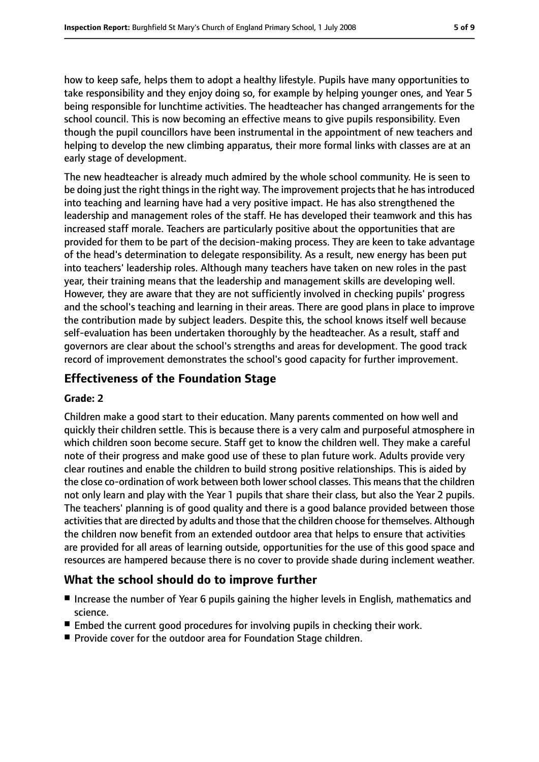how to keep safe, helps them to adopt a healthy lifestyle. Pupils have many opportunities to take responsibility and they enjoy doing so, for example by helping younger ones, and Year 5 being responsible for lunchtime activities. The headteacher has changed arrangements for the school council. This is now becoming an effective means to give pupils responsibility. Even though the pupil councillors have been instrumental in the appointment of new teachers and helping to develop the new climbing apparatus, their more formal links with classes are at an early stage of development.

The new headteacher is already much admired by the whole school community. He is seen to be doing just the right things in the right way. The improvement projects that he has introduced into teaching and learning have had a very positive impact. He has also strengthened the leadership and management roles of the staff. He has developed their teamwork and this has increased staff morale. Teachers are particularly positive about the opportunities that are provided for them to be part of the decision-making process. They are keen to take advantage of the head's determination to delegate responsibility. As a result, new energy has been put into teachers' leadership roles. Although many teachers have taken on new roles in the past year, their training means that the leadership and management skills are developing well. However, they are aware that they are not sufficiently involved in checking pupils' progress and the school's teaching and learning in their areas. There are good plans in place to improve the contribution made by subject leaders. Despite this, the school knows itself well because self-evaluation has been undertaken thoroughly by the headteacher. As a result, staff and governors are clear about the school's strengths and areas for development. The good track record of improvement demonstrates the school's good capacity for further improvement.

## Effectiveness of the Foundation Stage

**Grade: 2**

Children make a good start to their education. Many parents commented on how well and quickly their children settle. This is because there is a very calm and purposeful atmosphere in which children soon become secure. Staff get to know the children well. They make a careful note of their progress and make good use of these to plan future work. Adults provide very clear routines and enable the children to build strong positive relationships. This is aided by the close co-ordination of work between both lower school classes. This means that the children not only learn and play with the Year 1 pupils that share their class, but also the Year 2 pupils. The teachers' planning is of good quality and there is a good balance provided between those activities that are directed by adults and those that the children choose for themselves. Although the children now benefit from an extended outdoor area that helps to ensure that activities are provided for all areas of learning outside, opportunities for the use of this good space and resources are hampered because there is no cover to provide shade during inclement weather.

## What the school should do to improve further

- Increase the number of Year 6 pupils gaining the higher levels in English, mathematics and science.
- Embed the current good procedures for involving pupils in checking their work.
- Provide cover for the outdoor area for Foundation Stage children.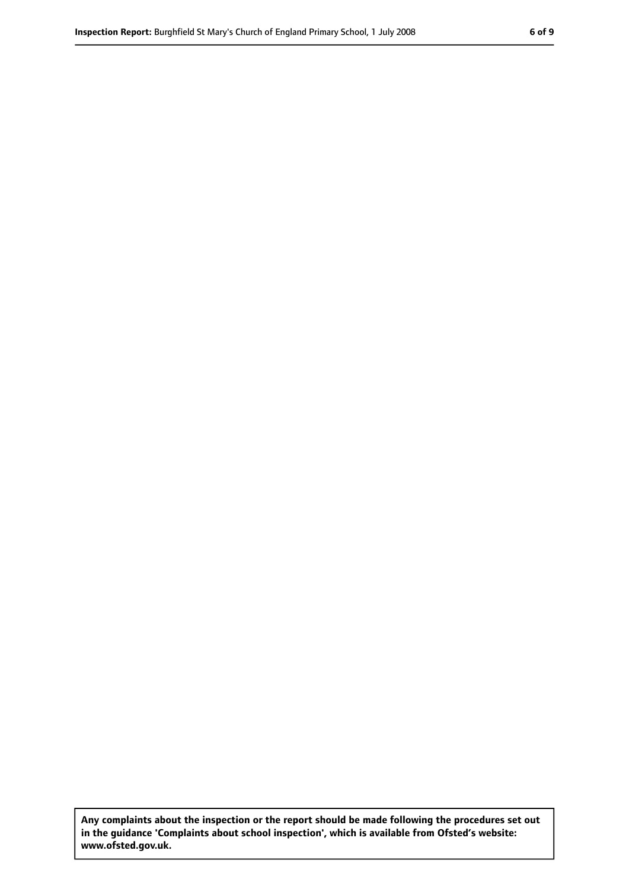Any complaints about the inspection or the report should be made following the procedures set out in the guidance 'Complaints about school inspection', which is available from Ofsted's website: www.ofsted.gov.uk.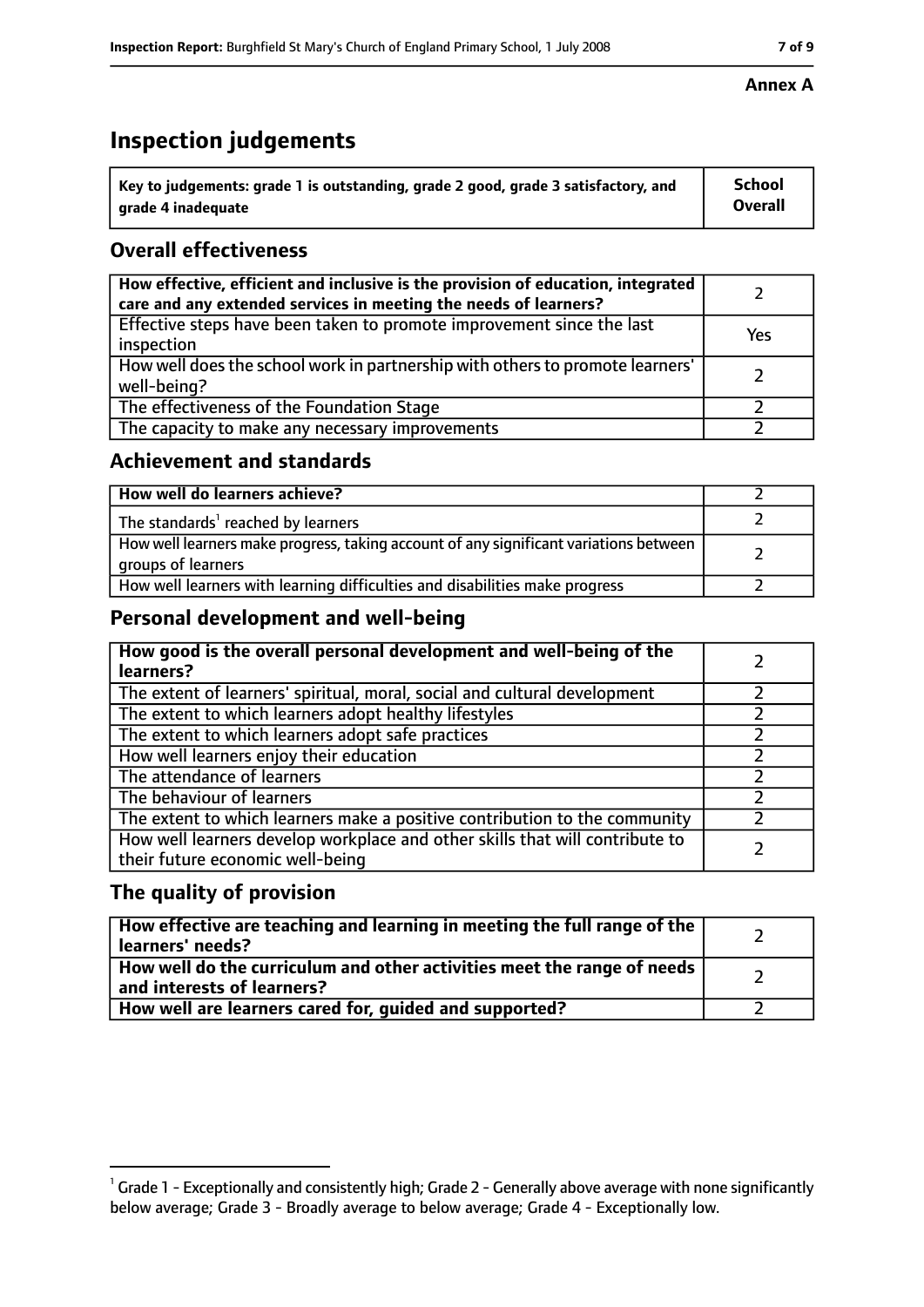**Annex A**

# Inspection judgements

| Key to judgements: grade 1 is outstanding, grade 2 good, grade 3 satisfactory, and grade 4 inadequate | School Overall |
|---|---|

## Overall effectiveness

| | |
|---|---|
| How effective, efficient and inclusive is the provision of education, integrated care and any extended services in meeting the needs of learners? | 2 |
| Effective steps have been taken to promote improvement since the last inspection | Yes |
| How well does the school work in partnership with others to promote learners' well-being? | 2 |
| The effectiveness of the Foundation Stage | 2 |
| The capacity to make any necessary improvements | 2 |

## Achievement and standards

| | |
|---|---|
| **How well do learners achieve?** | 2 |
| The standards[1] reached by learners | 2 |
| How well learners make progress, taking account of any significant variations between groups of learners | 2 |
| How well learners with learning difficulties and disabilities make progress | 2 |

## Personal development and well-being

| | |
|---|---|
| **How good is the overall personal development and well-being of the learners?** | 2 |
| The extent of learners' spiritual, moral, social and cultural development | 2 |
| The extent to which learners adopt healthy lifestyles | 2 |
| The extent to which learners adopt safe practices | 2 |
| How well learners enjoy their education | 2 |
| The attendance of learners | 2 |
| The behaviour of learners | 2 |
| The extent to which learners make a positive contribution to the community | 2 |
| How well learners develop workplace and other skills that will contribute to their future economic well-being | 2 |

## The quality of provision

| | |
|---|---|
| **How effective are teaching and learning in meeting the full range of the learners' needs?** | 2 |
| **How well do the curriculum and other activities meet the range of needs and interests of learners?** | 2 |
| **How well are learners cared for, guided and supported?** | 2 |

[1] Grade 1 - Exceptionally and consistently high; Grade 2 - Generally above average with none significantly below average; Grade 3 - Broadly average to below average; Grade 4 - Exceptionally low.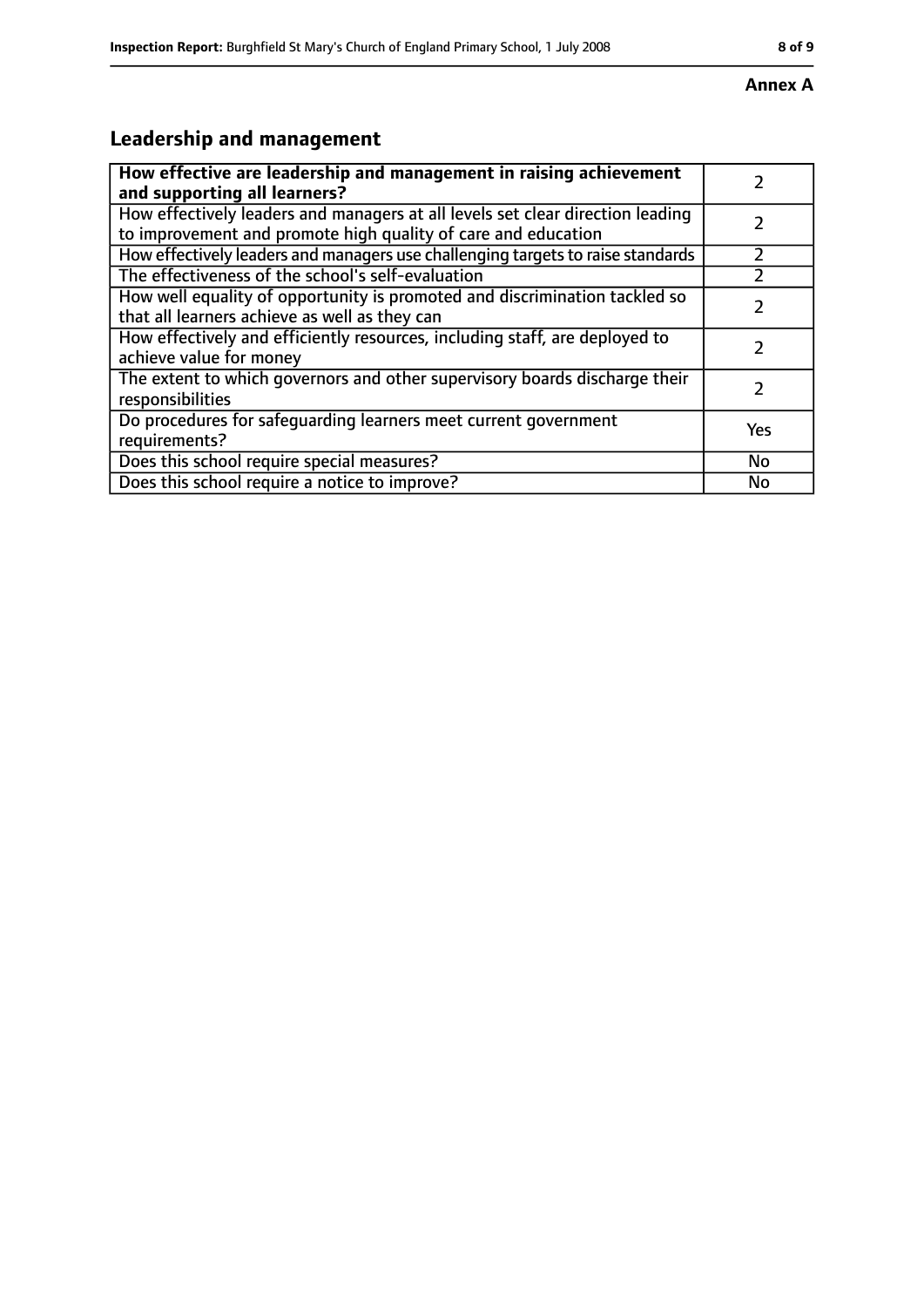**Annex A**

## Leadership and management

| How effective are leadership and management in raising achievement and supporting all learners? | 2 |
| --- | --- |
| How effectively leaders and managers at all levels set clear direction leading to improvement and promote high quality of care and education | 2 |
| How effectively leaders and managers use challenging targets to raise standards | 2 |
| The effectiveness of the school's self-evaluation | 2 |
| How well equality of opportunity is promoted and discrimination tackled so that all learners achieve as well as they can | 2 |
| How effectively and efficiently resources, including staff, are deployed to achieve value for money | 2 |
| The extent to which governors and other supervisory boards discharge their responsibilities | 2 |
| Do procedures for safeguarding learners meet current government requirements? | Yes |
| Does this school require special measures? | No |
| Does this school require a notice to improve? | No |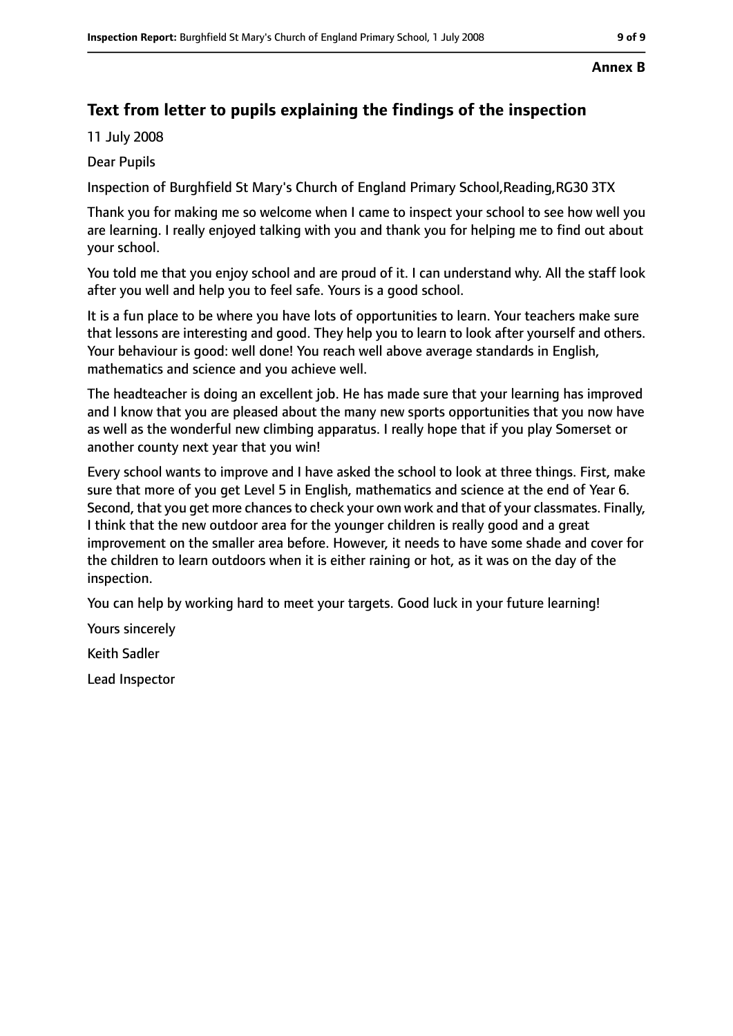**Annex B**

## Text from letter to pupils explaining the findings of the inspection

11 July 2008

Dear Pupils

Inspection of Burghfield St Mary's Church of England Primary School,Reading,RG30 3TX

Thank you for making me so welcome when I came to inspect your school to see how well you are learning. I really enjoyed talking with you and thank you for helping me to find out about your school.

You told me that you enjoy school and are proud of it. I can understand why. All the staff look after you well and help you to feel safe. Yours is a good school.

It is a fun place to be where you have lots of opportunities to learn. Your teachers make sure that lessons are interesting and good. They help you to learn to look after yourself and others. Your behaviour is good: well done! You reach well above average standards in English, mathematics and science and you achieve well.

The headteacher is doing an excellent job. He has made sure that your learning has improved and I know that you are pleased about the many new sports opportunities that you now have as well as the wonderful new climbing apparatus. I really hope that if you play Somerset or another county next year that you win!

Every school wants to improve and I have asked the school to look at three things. First, make sure that more of you get Level 5 in English, mathematics and science at the end of Year 6. Second, that you get more chances to check your own work and that of your classmates. Finally, I think that the new outdoor area for the younger children is really good and a great improvement on the smaller area before. However, it needs to have some shade and cover for the children to learn outdoors when it is either raining or hot, as it was on the day of the inspection.

You can help by working hard to meet your targets. Good luck in your future learning!

Yours sincerely

Keith Sadler

Lead Inspector